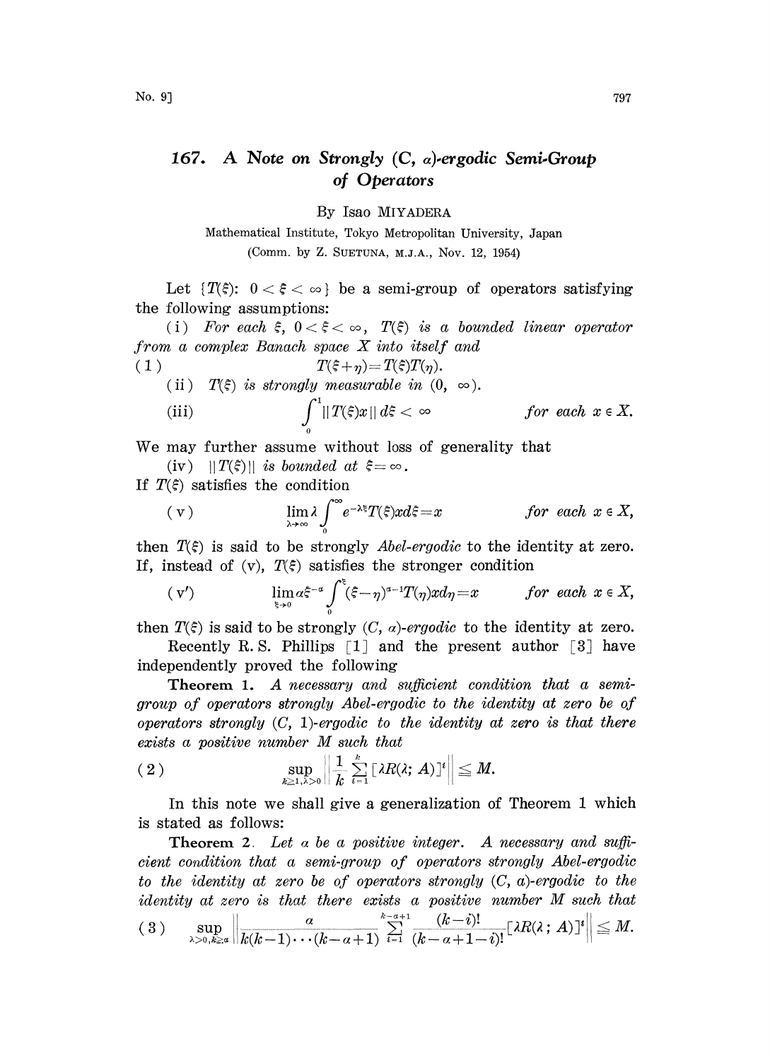# 167. A Note on Strongly (C, $\alpha$)-ergodic Semi-Group of Operators

By Isao MIYADERA

Mathematical Institute, Tokyo Metropolitan University, Japan

(Comm. by Z. SUETUNA, M.J.A., Nov. 12, 1954)

Let $\{T(\xi): 0<\xi<\infty\}$ be a semi-group of operators satisfying the following assumptions:

(i) *For each $\xi$, $0<\xi<\infty$, $T(\xi)$ is a bounded linear operator from a complex Banach space $X$ into itself and*

$$(1) \qquad T(\xi+\eta)=T(\xi)T(\eta).$$

(ii) *$T(\xi)$ is strongly measurable in $(0, \infty)$.*

$$\text{(iii)} \qquad \int_0^1 \|T(\xi)x\|\,d\xi<\infty \qquad \textit{for each } x\in X.$$

We may further assume without loss of generality that

(iv) *$\|T(\xi)\|$ is bounded at $\xi=\infty$.*

If $T(\xi)$ satisfies the condition

$$\text{(v)} \qquad \lim_{\lambda\to\infty}\lambda\int_0^\infty e^{-\lambda\xi}T(\xi)x\,d\xi=x \qquad \textit{for each } x\in X,$$

then $T(\xi)$ is said to be strongly *Abel-ergodic* to the identity at zero. If, instead of (v), $T(\xi)$ satisfies the stronger condition

$$\text{(v')} \qquad \lim_{\xi\to 0}\alpha\xi^{-\alpha}\int_0^\xi(\xi-\eta)^{\alpha-1}T(\eta)x\,d\eta=x \qquad \textit{for each } x\in X,$$

then $T(\xi)$ is said to be strongly *(C, $\alpha$)-ergodic* to the identity at zero.

Recently R. S. Phillips [1] and the present author [3] have independently proved the following

**Theorem 1.** *A necessary and sufficient condition that a semi-group of operators strongly Abel-ergodic to the identity at zero be of operators strongly (C, 1)-ergodic to the identity at zero is that there exists a positive number $M$ such that*

$$(2) \qquad \sup_{k\geq 1,\lambda>0}\left\|\frac{1}{k}\sum_{i=1}^{k}[\lambda R(\lambda;A)]^i\right\|\leqq M.$$

In this note we shall give a generalization of Theorem 1 which is stated as follows:

**Theorem 2.** *Let $\alpha$ be a positive integer. A necessary and sufficient condition that a semi-group of operators strongly Abel-ergodic to the identity at zero be of operators strongly (C, $\alpha$)-ergodic to the identity at zero is that there exists a positive number $M$ such that*

$$(3) \qquad \sup_{\lambda>0,k\geq\alpha}\left\|\frac{\alpha}{k(k-1)\cdots(k-\alpha+1)}\sum_{i=1}^{k-\alpha+1}\frac{(k-i)!}{(k-\alpha+1-i)!}[\lambda R(\lambda;A)]^i\right\|\leqq M.$$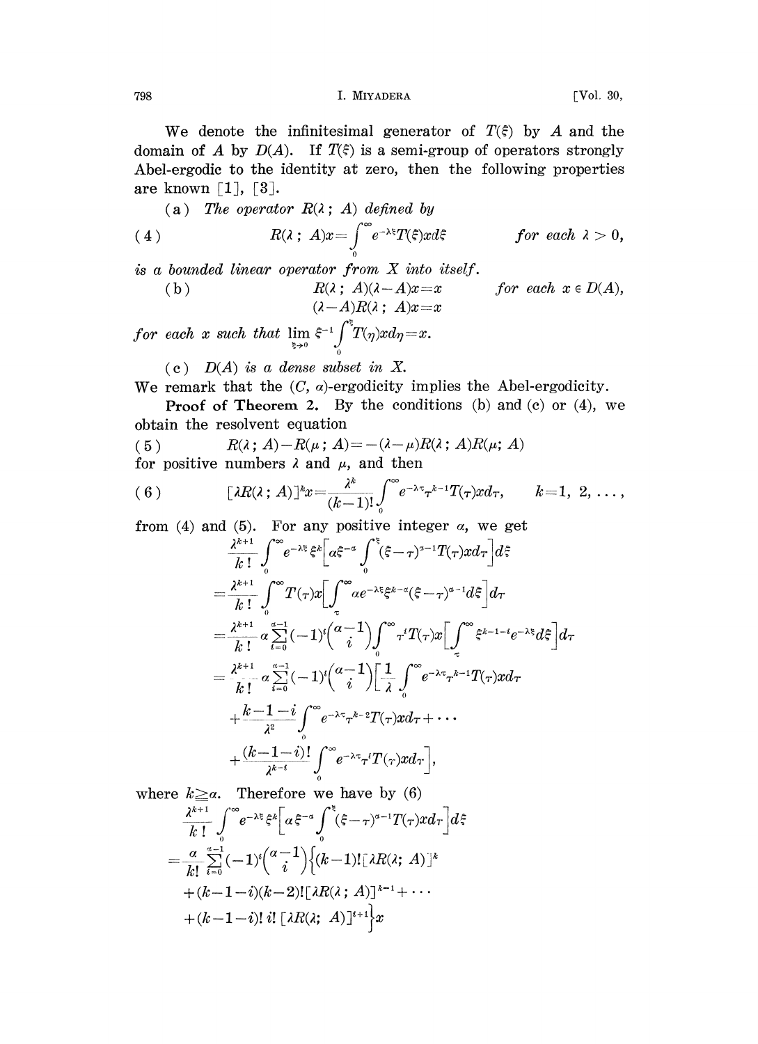We denote the infinitesimal generator of $T(\xi)$ by $A$ and the domain of $A$ by $D(A)$. If $T(\xi)$ is a semi-group of operators strongly Abel-ergodic to the identity at zero, then the following properties are known [1], [3].

(a) *The operator $R(\lambda\,;\,A)$ defined by*

$$
(4) \qquad R(\lambda\,;\,A)x=\int_0^\infty e^{-\lambda\xi}T(\xi)xd\xi \qquad \textit{for each } \lambda>0,
$$

*is a bounded linear operator from $X$ into itself.*

$$
\text{(b)} \qquad R(\lambda\,;\,A)(\lambda-A)x=x \qquad \textit{for each } x\in D(A),
$$
$$
(\lambda-A)R(\lambda\,;\,A)x=x
$$

*for each $x$ such that $\lim_{\xi\to 0}\xi^{-1}\int_0^\xi T(\eta)xd\eta=x$.*

(c) *$D(A)$ is a dense subset in $X$.*

We remark that the $(C, \alpha)$-ergodicity implies the Abel-ergodicity.

**Proof of Theorem 2.** By the conditions (b) and (c) or (4), we obtain the resolvent equation

$$
(5) \qquad R(\lambda\,;\,A)-R(\mu\,;\,A)=-(\lambda-\mu)R(\lambda\,;\,A)R(\mu\,;\,A)
$$

for positive numbers $\lambda$ and $\mu$, and then

$$
(6) \qquad [\lambda R(\lambda\,;\,A)]^k x=\frac{\lambda^k}{(k-1)!}\int_0^\infty e^{-\lambda\tau}\tau^{k-1}T(\tau)xd\tau, \qquad k=1,\,2,\,\ldots,
$$

from (4) and (5). For any positive integer $\alpha$, we get

$$
\begin{aligned}
&\frac{\lambda^{k+1}}{k\,!}\int_0^\infty e^{-\lambda\xi}\xi^k\Big[\alpha\xi^{-\alpha}\int_0^\xi(\xi-\tau)^{\alpha-1}T(\tau)xd\tau\Big]d\xi\\
&=\frac{\lambda^{k+1}}{k\,!}\int_0^\infty T(\tau)x\Big[\int_\tau^\infty \alpha e^{-\lambda\xi}\xi^{k-\alpha}(\xi-\tau)^{\alpha-1}d\xi\Big]d\tau\\
&=\frac{\lambda^{k+1}}{k\,!}\alpha\sum_{i=0}^{\alpha-1}(-1)^i\binom{\alpha-1}{i}\int_0^\infty \tau^i T(\tau)x\Big[\int_\tau^\infty \xi^{k-1-i}e^{-\lambda\xi}d\xi\Big]d\tau\\
&=\frac{\lambda^{k+1}}{k\,!}\alpha\sum_{i=0}^{\alpha-1}(-1)^i\binom{\alpha-1}{i}\Big[\frac{1}{\lambda}\int_0^\infty e^{-\lambda\tau}\tau^{k-1}T(\tau)xd\tau\\
&\quad+\frac{k-1-i}{\lambda^2}\int_0^\infty e^{-\lambda\tau}\tau^{k-2}T(\tau)xd\tau+\cdots\\
&\quad+\frac{(k-1-i)!}{\lambda^{k-i}}\int_0^\infty e^{-\lambda\tau}\tau^i T(\tau)xd\tau\Big],
\end{aligned}
$$

where $k\geqq\alpha$. Therefore we have by (6)

$$
\begin{aligned}
&\frac{\lambda^{k+1}}{k\,!}\int_0^\infty e^{-\lambda\xi}\xi^k\Big[\alpha\xi^{-\alpha}\int_0^\xi(\xi-\tau)^{\alpha-1}T(\tau)xd\tau\Big]d\xi\\
&=\frac{\alpha}{k!}\sum_{i=0}^{\alpha-1}(-1)^i\binom{\alpha-1}{i}\Big\{(k-1)![\lambda R(\lambda;\,A)]^k\\
&\quad+(k-1-i)(k-2)![\lambda R(\lambda\,;\,A)]^{k-1}+\cdots\\
&\quad+(k-1-i)!\,i!\,[\lambda R(\lambda;\,A)]^{i+1}\Big\}x
\end{aligned}
$$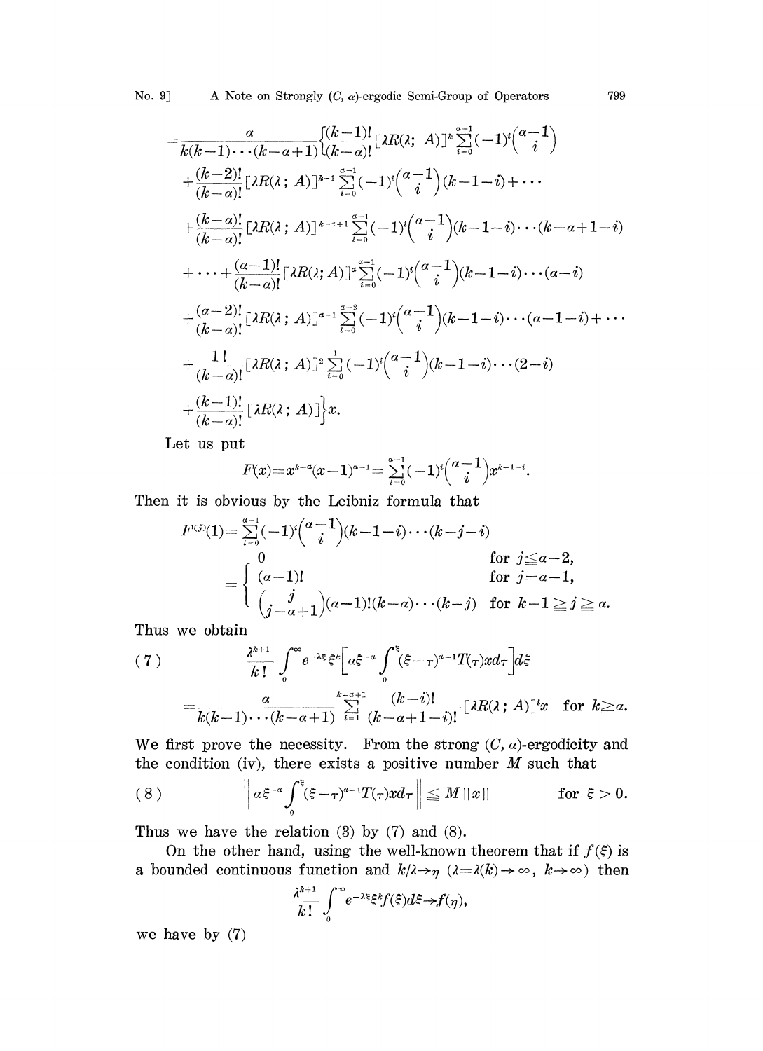$$
\begin{aligned}
&= \frac{\alpha}{k(k-1)\cdots(k-\alpha+1)}\Big\{\frac{(k-1)!}{(k-\alpha)!}[\lambda R(\lambda;\ A)]^{k}\sum_{i=0}^{\alpha-1}(-1)^{i}\binom{\alpha-1}{i} \\
&\quad + \frac{(k-2)!}{(k-\alpha)!}[\lambda R(\lambda\ ;\ A)]^{k-1}\sum_{i=0}^{\alpha-1}(-1)^{i}\binom{\alpha-1}{i}(k-1-i)+\cdots \\
&\quad + \frac{(k-\alpha)!}{(k-\alpha)!}[\lambda R(\lambda\ ;\ A)]^{k-\alpha+1}\sum_{i=0}^{\alpha-1}(-1)^{i}\binom{\alpha-1}{i}(k-1-i)\cdots(k-\alpha+1-i) \\
&\quad + \cdots + \frac{(\alpha-1)!}{(k-\alpha)!}[\lambda R(\lambda;\ A)]^{\alpha}\sum_{i=0}^{\alpha-1}(-1)^{i}\binom{\alpha-1}{i}(k-1-i)\cdots(\alpha-i) \\
&\quad + \frac{(\alpha-2)!}{(k-\alpha)!}[\lambda R(\lambda\ ;\ A)]^{\alpha-1}\sum_{i=0}^{\alpha-2}(-1)^{i}\binom{\alpha-1}{i}(k-1-i)\cdots(\alpha-1-i)+\cdots \\
&\quad + \frac{1\,!}{(k-\alpha)!}[\lambda R(\lambda\ ;\ A)]^{2}\sum_{i=0}^{1}(-1)^{i}\binom{\alpha-1}{i}(k-1-i)\cdots(2-i) \\
&\quad + \frac{(k-1)!}{(k-\alpha)!}[\lambda R(\lambda\ ;\ A)]\Big\}x.
\end{aligned}
$$

Let us put

$$F(x)=x^{k-\alpha}(x-1)^{\alpha-1}=\sum_{i=0}^{\alpha-1}(-1)^{i}\binom{\alpha-1}{i}x^{k-1-i}.$$

Then it is obvious by the Leibniz formula that

$$
\begin{aligned}
F^{(j)}(1) &= \sum_{i=0}^{\alpha-1}(-1)^{i}\binom{\alpha-1}{i}(k-1-i)\cdots(k-j-i) \\
&= \begin{cases} 0 & \text{for } j\leqq\alpha-2, \\ (\alpha-1)! & \text{for } j=\alpha-1, \\ \binom{j}{j-\alpha+1}(\alpha-1)!(k-\alpha)\cdots(k-j) & \text{for } k-1\geqq j\geqq\alpha. \end{cases}
\end{aligned}
$$

Thus we obtain

$$
\begin{aligned}
(7)\qquad &\frac{\lambda^{k+1}}{k\,!}\int_{0}^{\infty}e^{-\lambda\xi}\xi^{k}\Big[\alpha\xi^{-\alpha}\int_{0}^{\xi}(\xi-\tau)^{\alpha-1}T(\tau)xd\tau\Big]d\xi \\
&= \frac{\alpha}{k(k-1)\cdots(k-\alpha+1)}\sum_{i=1}^{k-\alpha+1}\frac{(k-i)!}{(k-\alpha+1-i)!}[\lambda R(\lambda\ ;\ A)]^{i}x \quad \text{for } k\geqq\alpha.
\end{aligned}
$$

We first prove the necessity. From the strong $(C, \alpha)$-ergodicity and the condition (iv), there exists a positive number $M$ such that

$$(8)\qquad \Big\|\alpha\xi^{-\alpha}\int_{0}^{\xi}(\xi-\tau)^{\alpha-1}T(\tau)xd\tau\Big\|\leqq M\,\|x\| \qquad \text{for } \xi>0.$$

Thus we have the relation (3) by (7) and (8).

On the other hand, using the well-known theorem that if $f(\xi)$ is a bounded continuous function and $k/\lambda\to\eta$ ($\lambda=\lambda(k)\to\infty$, $k\to\infty$) then

$$\frac{\lambda^{k+1}}{k\,!}\int_{0}^{\infty}e^{-\lambda\xi}\xi^{k}f(\xi)d\xi\to f(\eta),$$

we have by (7)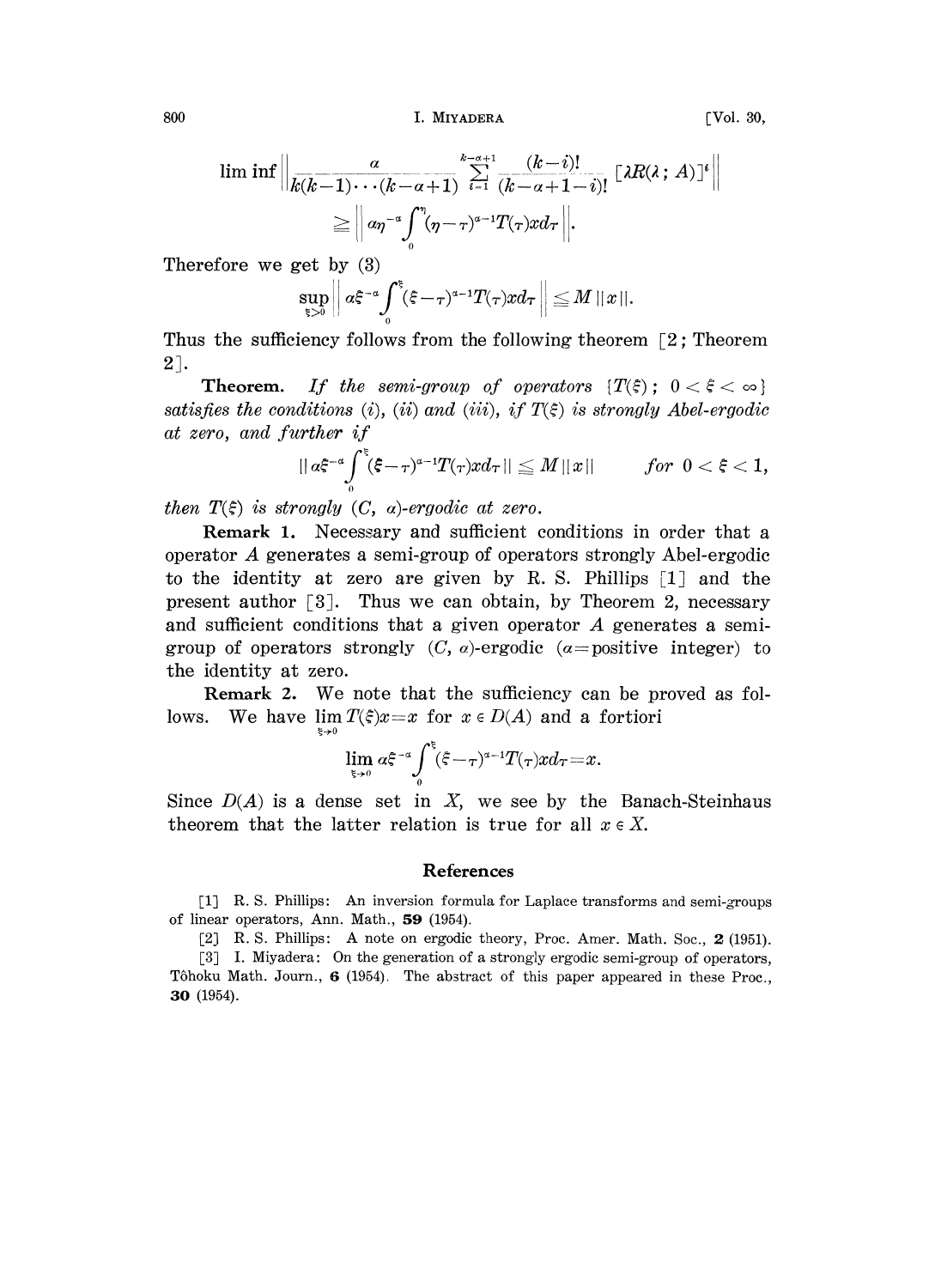$$\liminf \left\| \frac{\alpha}{k(k-1)\cdots(k-\alpha+1)} \sum_{i=1}^{k-\alpha+1} \frac{(k-i)!}{(k-\alpha+1-i)!} [\lambda R(\lambda\,;\,A)]^i \right\|$$
$$\geqq \left\| \alpha\eta^{-\alpha}\int_0^{\eta}(\eta-\tau)^{\alpha-1}T(\tau)x d\tau \right\|.$$

Therefore we get by (3)

$$\sup_{\xi>0} \left\| \alpha\xi^{-\alpha}\int_0^{\xi}(\xi-\tau)^{\alpha-1}T(\tau)x d\tau \right\| \leqq M\,||x||.$$

Thus the sufficiency follows from the following theorem [2; Theorem 2].

**Theorem.** *If the semi-group of operators $\{T(\xi)\,;\ 0<\xi<\infty\}$ satisfies the conditions (i), (ii) and (iii), if $T(\xi)$ is strongly Abel-ergodic at zero, and further if*

$$||\,\alpha\xi^{-\alpha}\int_0^{\xi}(\xi-\tau)^{\alpha-1}T(\tau)x d\tau\,|| \leqq M\,||x|| \qquad \textit{for } 0<\xi<1,$$

*then $T(\xi)$ is strongly $(C, \alpha)$-ergodic at zero.*

**Remark 1.** Necessary and sufficient conditions in order that a operator $A$ generates a semi-group of operators strongly Abel-ergodic to the identity at zero are given by R. S. Phillips [1] and the present author [3]. Thus we can obtain, by Theorem 2, necessary and sufficient conditions that a given operator $A$ generates a semi-group of operators strongly $(C, \alpha)$-ergodic ($\alpha$=positive integer) to the identity at zero.

**Remark 2.** We note that the sufficiency can be proved as follows. We have $\lim_{\xi\to 0} T(\xi)x = x$ for $x \in D(A)$ and a fortiori

$$\lim_{\xi\to 0} \alpha\xi^{-\alpha}\int_0^{\xi}(\xi-\tau)^{\alpha-1}T(\tau)x d\tau = x.$$

Since $D(A)$ is a dense set in $X$, we see by the Banach-Steinhaus theorem that the latter relation is true for all $x \in X$.

## References

[1] R. S. Phillips: An inversion formula for Laplace transforms and semi-groups of linear operators, Ann. Math., **59** (1954).

[2] R. S. Phillips: A note on ergodic theory, Proc. Amer. Math. Soc., **2** (1951).

[3] I. Miyadera: On the generation of a strongly ergodic semi-group of operators, Tôhoku Math. Journ., **6** (1954). The abstract of this paper appeared in these Proc., **30** (1954).